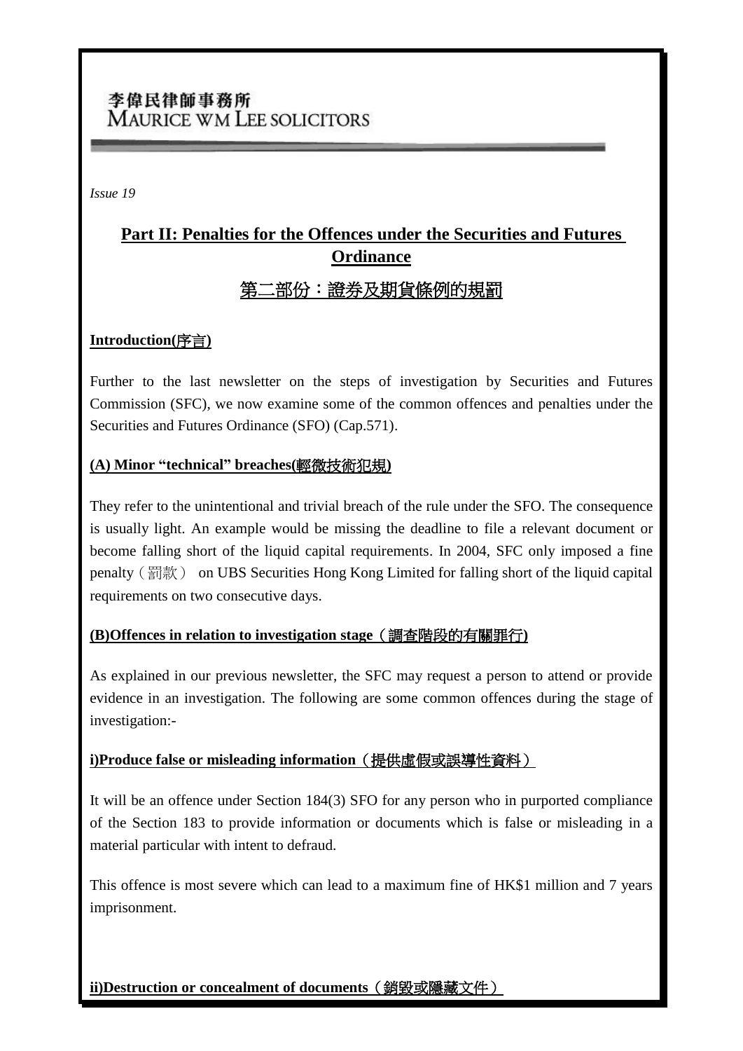李偉民律師事務所
MAURICE WM LEE SOLICITORS

*Issue 19*

## Part II: Penalties for the Offences under the Securities and Futures Ordinance

## 第二部份：證券及期貨條例的規罰

### Introduction(序言)

Further to the last newsletter on the steps of investigation by Securities and Futures Commission (SFC), we now examine some of the common offences and penalties under the Securities and Futures Ordinance (SFO) (Cap.571).

### (A) Minor "technical" breaches(輕微技術犯規)

They refer to the unintentional and trivial breach of the rule under the SFO. The consequence is usually light. An example would be missing the deadline to file a relevant document or become falling short of the liquid capital requirements. In 2004, SFC only imposed a fine penalty（罰款） on UBS Securities Hong Kong Limited for falling short of the liquid capital requirements on two consecutive days.

### (B)Offences in relation to investigation stage（調查階段的有關罪行)

As explained in our previous newsletter, the SFC may request a person to attend or provide evidence in an investigation. The following are some common offences during the stage of investigation:-

#### i)Produce false or misleading information（提供虛假或誤導性資料）

It will be an offence under Section 184(3) SFO for any person who in purported compliance of the Section 183 to provide information or documents which is false or misleading in a material particular with intent to defraud.

This offence is most severe which can lead to a maximum fine of HK$1 million and 7 years imprisonment.

#### ii)Destruction or concealment of documents（銷毀或隱藏文件）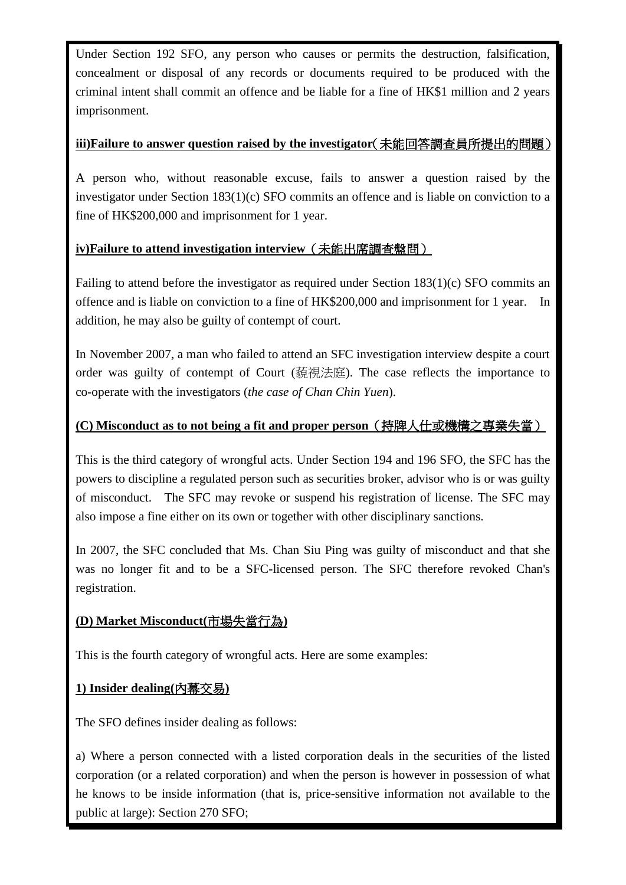Under Section 192 SFO, any person who causes or permits the destruction, falsification, concealment or disposal of any records or documents required to be produced with the criminal intent shall commit an offence and be liable for a fine of HK$1 million and 2 years imprisonment.

**iii)Failure to answer question raised by the investigator(未能回答調查員所提出的問題)**

A person who, without reasonable excuse, fails to answer a question raised by the investigator under Section 183(1)(c) SFO commits an offence and is liable on conviction to a fine of HK$200,000 and imprisonment for 1 year.

**iv)Failure to attend investigation interview（未能出席調查盤問）**

Failing to attend before the investigator as required under Section 183(1)(c) SFO commits an offence and is liable on conviction to a fine of HK$200,000 and imprisonment for 1 year. In addition, he may also be guilty of contempt of court.

In November 2007, a man who failed to attend an SFC investigation interview despite a court order was guilty of contempt of Court (藐視法庭). The case reflects the importance to co-operate with the investigators (*the case of Chan Chin Yuen*).

**(C) Misconduct as to not being a fit and proper person（持牌人仕或機構之專業失當）**

This is the third category of wrongful acts. Under Section 194 and 196 SFO, the SFC has the powers to discipline a regulated person such as securities broker, advisor who is or was guilty of misconduct. The SFC may revoke or suspend his registration of license. The SFC may also impose a fine either on its own or together with other disciplinary sanctions.

In 2007, the SFC concluded that Ms. Chan Siu Ping was guilty of misconduct and that she was no longer fit and to be a SFC-licensed person. The SFC therefore revoked Chan's registration.

**(D) Market Misconduct(市場失當行為)**

This is the fourth category of wrongful acts. Here are some examples:

**1) Insider dealing(內幕交易)**

The SFO defines insider dealing as follows:

a) Where a person connected with a listed corporation deals in the securities of the listed corporation (or a related corporation) and when the person is however in possession of what he knows to be inside information (that is, price-sensitive information not available to the public at large): Section 270 SFO;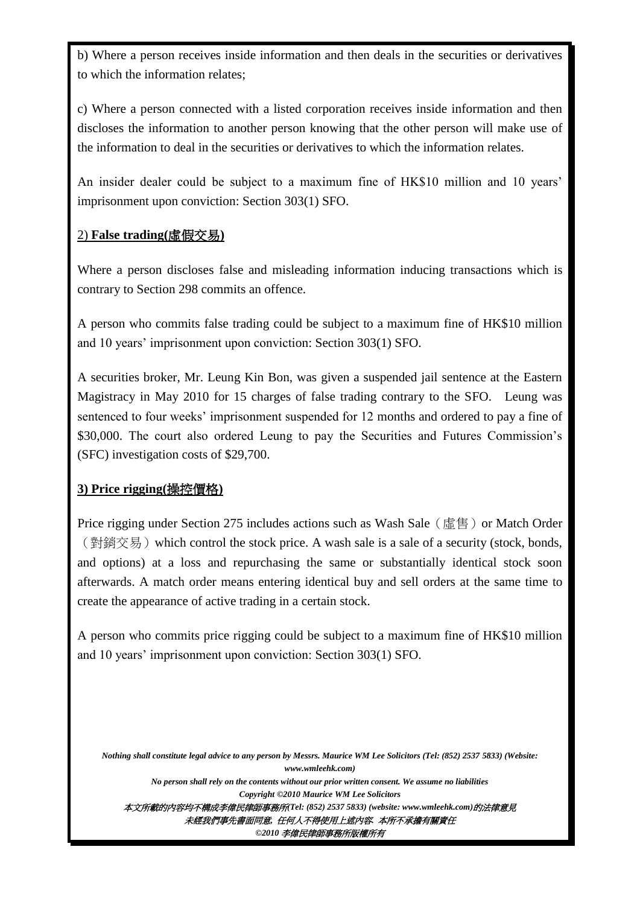b) Where a person receives inside information and then deals in the securities or derivatives to which the information relates;

c) Where a person connected with a listed corporation receives inside information and then discloses the information to another person knowing that the other person will make use of the information to deal in the securities or derivatives to which the information relates.

An insider dealer could be subject to a maximum fine of HK$10 million and 10 years' imprisonment upon conviction: Section 303(1) SFO.

2) **<u>False trading(虛假交易)</u>**

Where a person discloses false and misleading information inducing transactions which is contrary to Section 298 commits an offence.

A person who commits false trading could be subject to a maximum fine of HK$10 million and 10 years' imprisonment upon conviction: Section 303(1) SFO.

A securities broker, Mr. Leung Kin Bon, was given a suspended jail sentence at the Eastern Magistracy in May 2010 for 15 charges of false trading contrary to the SFO. Leung was sentenced to four weeks' imprisonment suspended for 12 months and ordered to pay a fine of $30,000. The court also ordered Leung to pay the Securities and Futures Commission's (SFC) investigation costs of $29,700.

**<u>3) Price rigging(操控價格)</u>**

Price rigging under Section 275 includes actions such as Wash Sale（虛售）or Match Order（對銷交易）which control the stock price. A wash sale is a sale of a security (stock, bonds, and options) at a loss and repurchasing the same or substantially identical stock soon afterwards. A match order means entering identical buy and sell orders at the same time to create the appearance of active trading in a certain stock.

A person who commits price rigging could be subject to a maximum fine of HK$10 million and 10 years' imprisonment upon conviction: Section 303(1) SFO.

***Nothing shall constitute legal advice to any person by Messrs. Maurice WM Lee Solicitors (Tel: (852) 2537 5833) (Website: www.wmleehk.com)***

***No person shall rely on the contents without our prior written consent. We assume no liabilities***

***Copyright ©2010 Maurice WM Lee Solicitors***

***本文所載的內容均不構成李偉民律師事務所(Tel: (852) 2537 5833) (website: www.wmleehk.com)的法律意見***

***未經我們事先書面同意, 任何人不得使用上述內容. 本所不承擔有關責任***

***©2010 李偉民律師事務所版權所有***